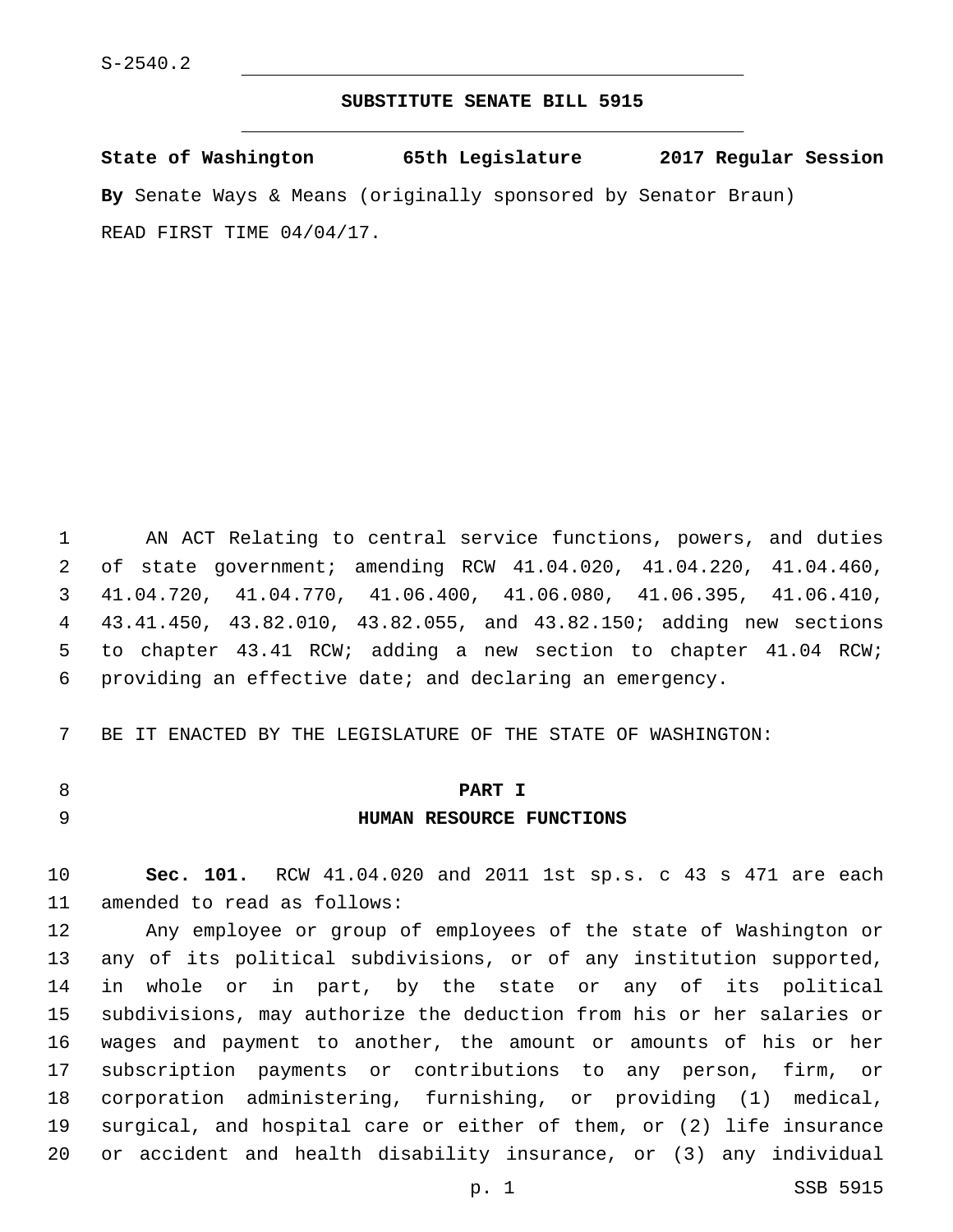S-2540.2

**SUBSTITUTE SENATE BILL 5915**

**State of Washington 65th Legislature 2017 Regular Session**

**By** Senate Ways & Means (originally sponsored by Senator Braun)

READ FIRST TIME 04/04/17.

AN ACT Relating to central service functions, powers, and duties of state government; amending RCW 41.04.020, 41.04.220, 41.04.460, 41.04.720, 41.04.770, 41.06.400, 41.06.080, 41.06.395, 41.06.410, 43.41.450, 43.82.010, 43.82.055, and 43.82.150; adding new sections to chapter 43.41 RCW; adding a new section to chapter 41.04 RCW; providing an effective date; and declaring an emergency.

BE IT ENACTED BY THE LEGISLATURE OF THE STATE OF WASHINGTON:

**PART I**

**HUMAN RESOURCE FUNCTIONS**

**Sec. 101.** RCW 41.04.020 and 2011 1st sp.s. c 43 s 471 are each amended to read as follows:

Any employee or group of employees of the state of Washington or any of its political subdivisions, or of any institution supported, in whole or in part, by the state or any of its political subdivisions, may authorize the deduction from his or her salaries or wages and payment to another, the amount or amounts of his or her subscription payments or contributions to any person, firm, or corporation administering, furnishing, or providing (1) medical, surgical, and hospital care or either of them, or (2) life insurance or accident and health disability insurance, or (3) any individual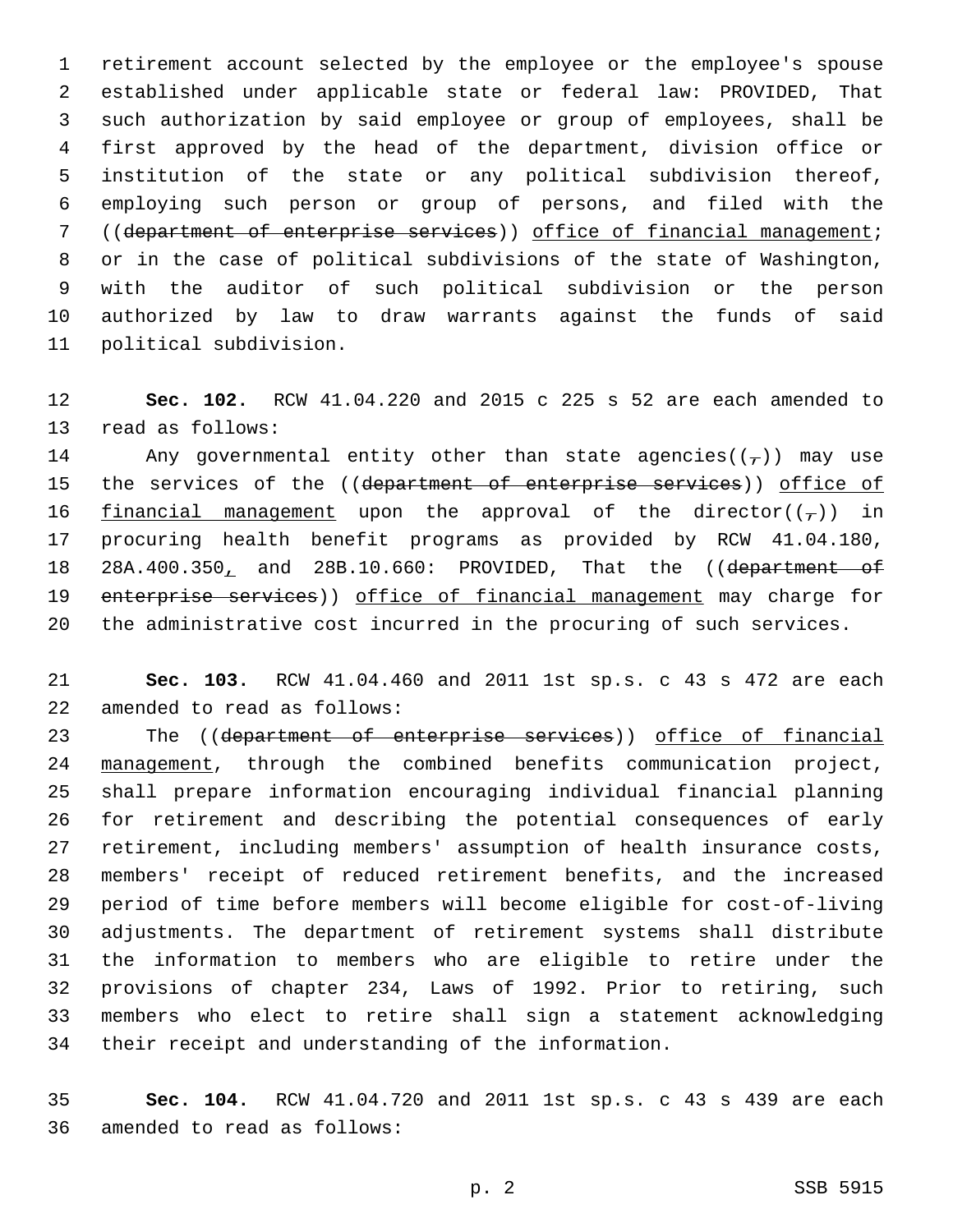retirement account selected by the employee or the employee's spouse established under applicable state or federal law: PROVIDED, That such authorization by said employee or group of employees, shall be first approved by the head of the department, division office or institution of the state or any political subdivision thereof, employing such person or group of persons, and filed with the ((department of enterprise services)) office of financial management; or in the case of political subdivisions of the state of Washington, with the auditor of such political subdivision or the person authorized by law to draw warrants against the funds of said political subdivision.

**Sec. 102.** RCW 41.04.220 and 2015 c 225 s 52 are each amended to read as follows:

Any governmental entity other than state agencies((,)) may use the services of the ((department of enterprise services)) office of financial management upon the approval of the director((,)) in procuring health benefit programs as provided by RCW 41.04.180, 28A.400.350, and 28B.10.660: PROVIDED, That the ((department of enterprise services)) office of financial management may charge for the administrative cost incurred in the procuring of such services.

**Sec. 103.** RCW 41.04.460 and 2011 1st sp.s. c 43 s 472 are each amended to read as follows:

The ((department of enterprise services)) office of financial management, through the combined benefits communication project, shall prepare information encouraging individual financial planning for retirement and describing the potential consequences of early retirement, including members' assumption of health insurance costs, members' receipt of reduced retirement benefits, and the increased period of time before members will become eligible for cost-of-living adjustments. The department of retirement systems shall distribute the information to members who are eligible to retire under the provisions of chapter 234, Laws of 1992. Prior to retiring, such members who elect to retire shall sign a statement acknowledging their receipt and understanding of the information.

**Sec. 104.** RCW 41.04.720 and 2011 1st sp.s. c 43 s 439 are each amended to read as follows: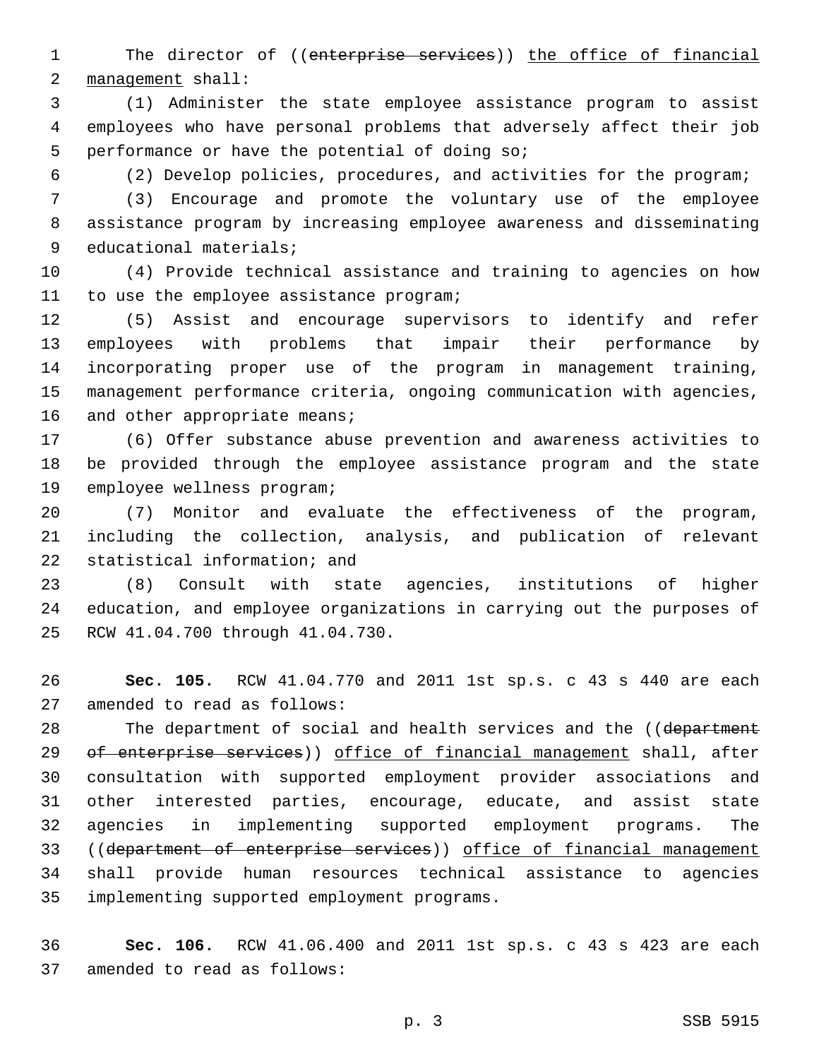The director of ((~~enterprise services~~)) <u>the office of financial management</u> shall:

(1) Administer the state employee assistance program to assist employees who have personal problems that adversely affect their job performance or have the potential of doing so;

(2) Develop policies, procedures, and activities for the program;

(3) Encourage and promote the voluntary use of the employee assistance program by increasing employee awareness and disseminating educational materials;

(4) Provide technical assistance and training to agencies on how to use the employee assistance program;

(5) Assist and encourage supervisors to identify and refer employees with problems that impair their performance by incorporating proper use of the program in management training, management performance criteria, ongoing communication with agencies, and other appropriate means;

(6) Offer substance abuse prevention and awareness activities to be provided through the employee assistance program and the state employee wellness program;

(7) Monitor and evaluate the effectiveness of the program, including the collection, analysis, and publication of relevant statistical information; and

(8) Consult with state agencies, institutions of higher education, and employee organizations in carrying out the purposes of RCW 41.04.700 through 41.04.730.

**Sec. 105.** RCW 41.04.770 and 2011 1st sp.s. c 43 s 440 are each amended to read as follows:

The department of social and health services and the ((~~department of enterprise services~~)) <u>office of financial management</u> shall, after consultation with supported employment provider associations and other interested parties, encourage, educate, and assist state agencies in implementing supported employment programs. The ((~~department of enterprise services~~)) <u>office of financial management</u> shall provide human resources technical assistance to agencies implementing supported employment programs.

**Sec. 106.** RCW 41.06.400 and 2011 1st sp.s. c 43 s 423 are each amended to read as follows: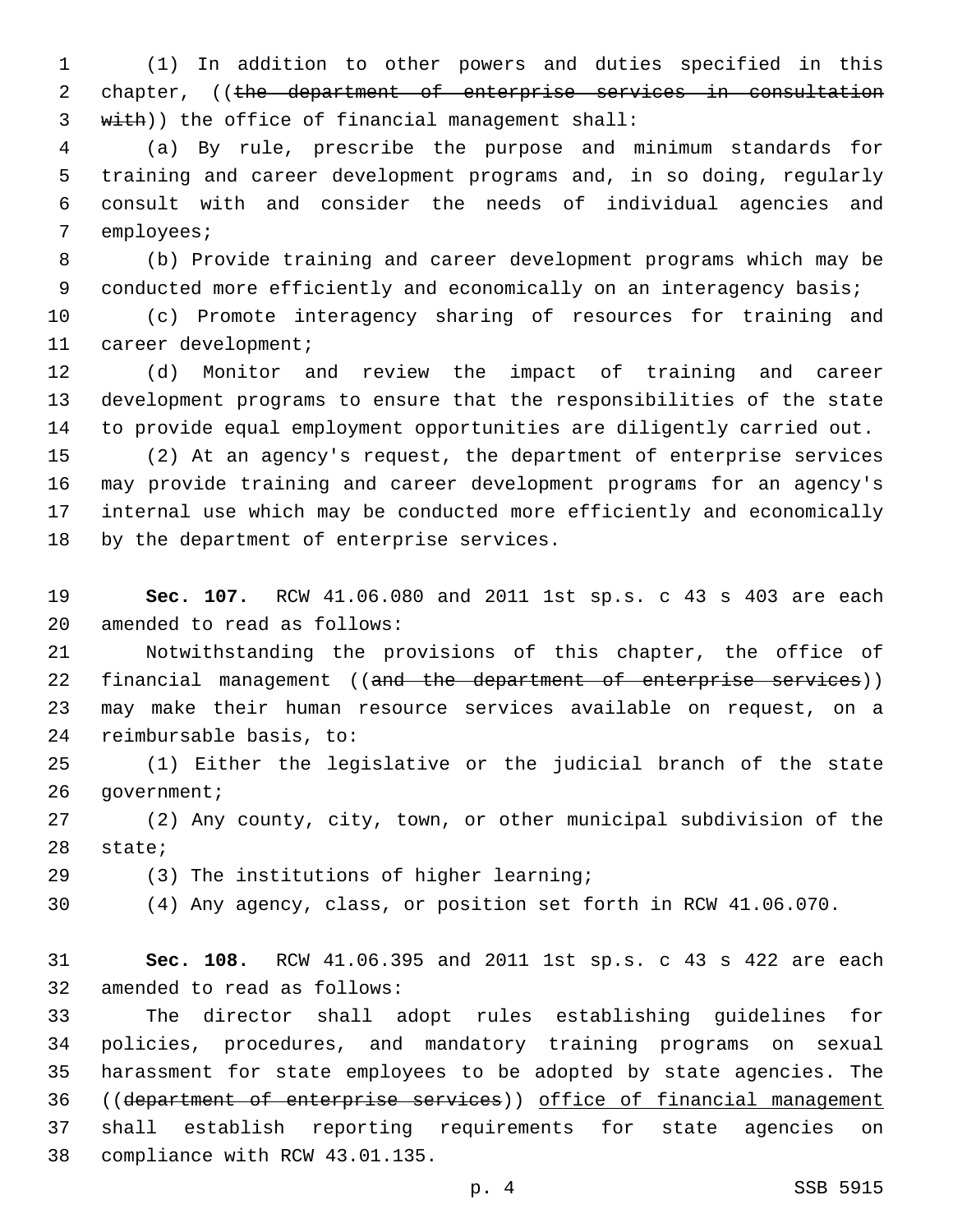(1) In addition to other powers and duties specified in this chapter, ((~~the department of enterprise services in consultation with~~)) the office of financial management shall:

(a) By rule, prescribe the purpose and minimum standards for training and career development programs and, in so doing, regularly consult with and consider the needs of individual agencies and employees;

(b) Provide training and career development programs which may be conducted more efficiently and economically on an interagency basis;

(c) Promote interagency sharing of resources for training and career development;

(d) Monitor and review the impact of training and career development programs to ensure that the responsibilities of the state to provide equal employment opportunities are diligently carried out.

(2) At an agency's request, the department of enterprise services may provide training and career development programs for an agency's internal use which may be conducted more efficiently and economically by the department of enterprise services.

**Sec. 107.** RCW 41.06.080 and 2011 1st sp.s. c 43 s 403 are each amended to read as follows:

Notwithstanding the provisions of this chapter, the office of financial management ((~~and the department of enterprise services~~)) may make their human resource services available on request, on a reimbursable basis, to:

(1) Either the legislative or the judicial branch of the state government;

(2) Any county, city, town, or other municipal subdivision of the state;

(3) The institutions of higher learning;

(4) Any agency, class, or position set forth in RCW 41.06.070.

**Sec. 108.** RCW 41.06.395 and 2011 1st sp.s. c 43 s 422 are each amended to read as follows:

The director shall adopt rules establishing guidelines for policies, procedures, and mandatory training programs on sexual harassment for state employees to be adopted by state agencies. The ((~~department of enterprise services~~)) <u>office of financial management</u> shall establish reporting requirements for state agencies on compliance with RCW 43.01.135.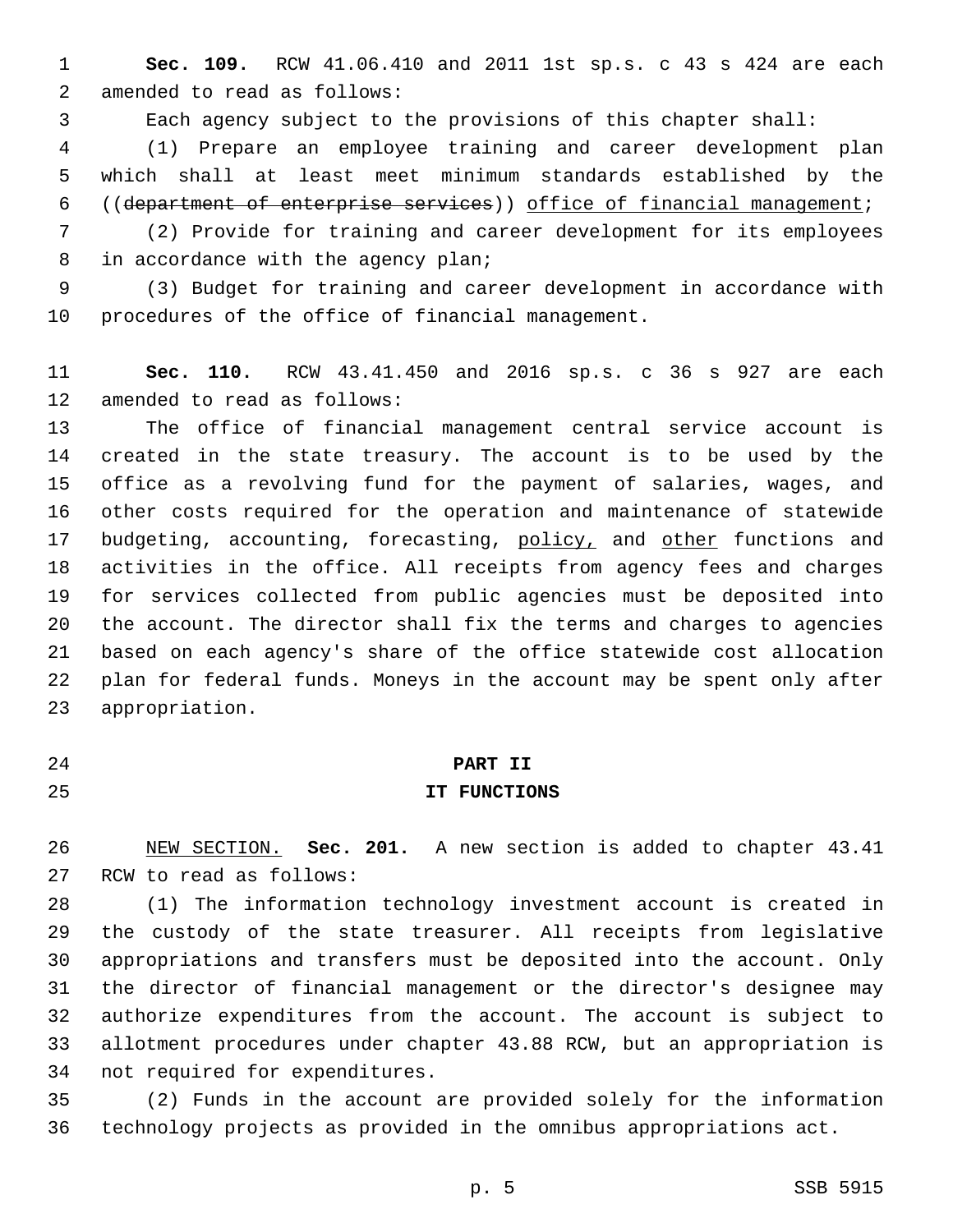**Sec. 109.** RCW 41.06.410 and 2011 1st sp.s. c 43 s 424 are each amended to read as follows:

Each agency subject to the provisions of this chapter shall:

(1) Prepare an employee training and career development plan which shall at least meet minimum standards established by the ((~~department of enterprise services~~)) <u>office of financial management</u>;

(2) Provide for training and career development for its employees in accordance with the agency plan;

(3) Budget for training and career development in accordance with procedures of the office of financial management.

**Sec. 110.** RCW 43.41.450 and 2016 sp.s. c 36 s 927 are each amended to read as follows:

The office of financial management central service account is created in the state treasury. The account is to be used by the office as a revolving fund for the payment of salaries, wages, and other costs required for the operation and maintenance of statewide budgeting, accounting, forecasting, <u>policy,</u> and <u>other</u> functions and activities in the office. All receipts from agency fees and charges for services collected from public agencies must be deposited into the account. The director shall fix the terms and charges to agencies based on each agency's share of the office statewide cost allocation plan for federal funds. Moneys in the account may be spent only after appropriation.

## PART II
## IT FUNCTIONS

<u>NEW SECTION.</u> **Sec. 201.** A new section is added to chapter 43.41 RCW to read as follows:

(1) The information technology investment account is created in the custody of the state treasurer. All receipts from legislative appropriations and transfers must be deposited into the account. Only the director of financial management or the director's designee may authorize expenditures from the account. The account is subject to allotment procedures under chapter 43.88 RCW, but an appropriation is not required for expenditures.

(2) Funds in the account are provided solely for the information technology projects as provided in the omnibus appropriations act.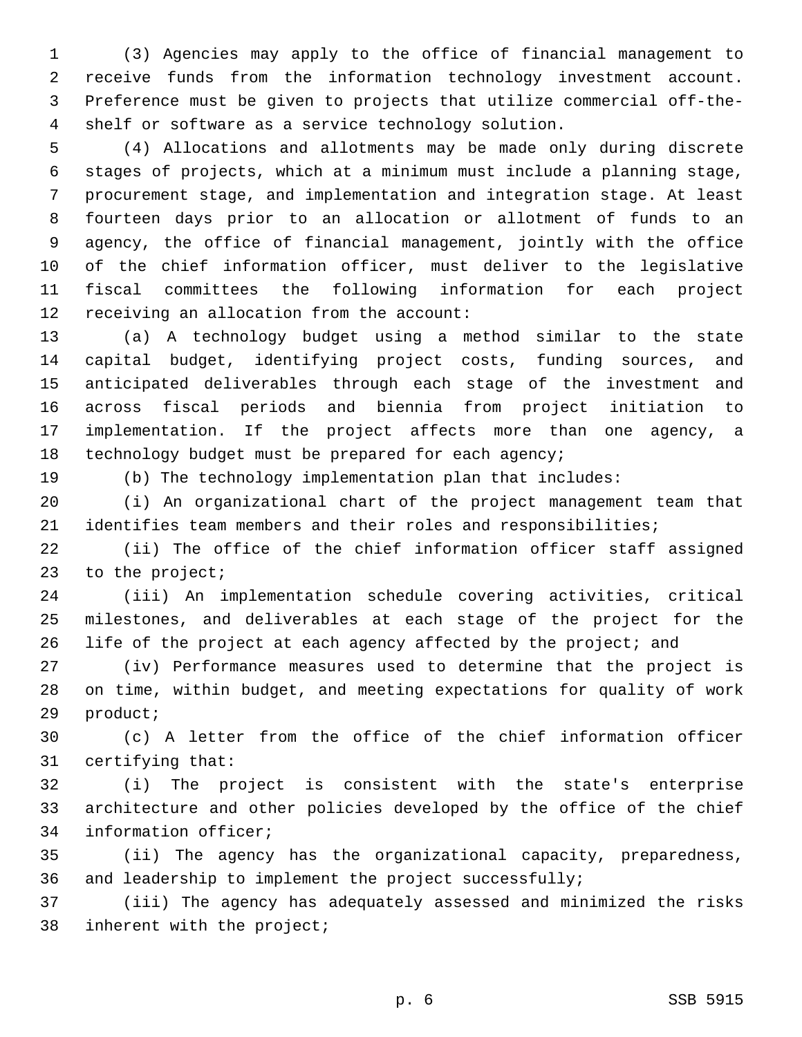(3) Agencies may apply to the office of financial management to receive funds from the information technology investment account. Preference must be given to projects that utilize commercial off-the-shelf or software as a service technology solution.

(4) Allocations and allotments may be made only during discrete stages of projects, which at a minimum must include a planning stage, procurement stage, and implementation and integration stage. At least fourteen days prior to an allocation or allotment of funds to an agency, the office of financial management, jointly with the office of the chief information officer, must deliver to the legislative fiscal committees the following information for each project receiving an allocation from the account:

(a) A technology budget using a method similar to the state capital budget, identifying project costs, funding sources, and anticipated deliverables through each stage of the investment and across fiscal periods and biennia from project initiation to implementation. If the project affects more than one agency, a technology budget must be prepared for each agency;

(b) The technology implementation plan that includes:

(i) An organizational chart of the project management team that identifies team members and their roles and responsibilities;

(ii) The office of the chief information officer staff assigned to the project;

(iii) An implementation schedule covering activities, critical milestones, and deliverables at each stage of the project for the life of the project at each agency affected by the project; and

(iv) Performance measures used to determine that the project is on time, within budget, and meeting expectations for quality of work product;

(c) A letter from the office of the chief information officer certifying that:

(i) The project is consistent with the state's enterprise architecture and other policies developed by the office of the chief information officer;

(ii) The agency has the organizational capacity, preparedness, and leadership to implement the project successfully;

(iii) The agency has adequately assessed and minimized the risks inherent with the project;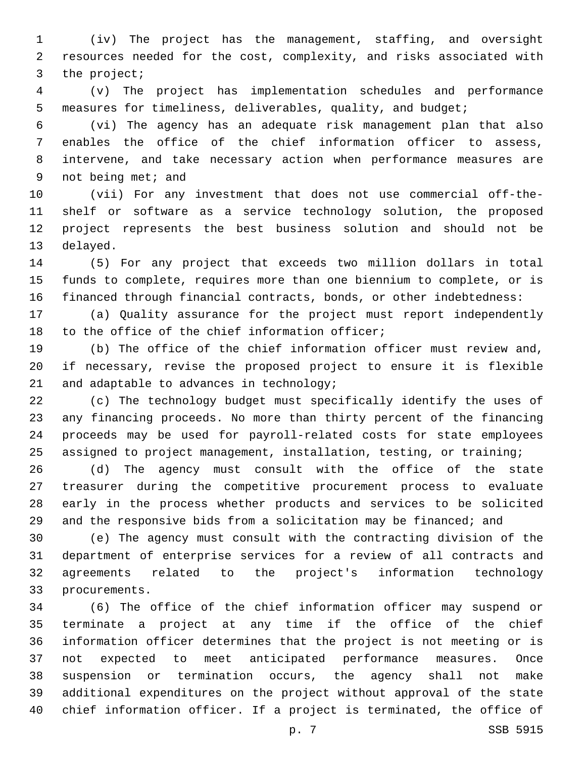(iv) The project has the management, staffing, and oversight resources needed for the cost, complexity, and risks associated with the project;

(v) The project has implementation schedules and performance measures for timeliness, deliverables, quality, and budget;

(vi) The agency has an adequate risk management plan that also enables the office of the chief information officer to assess, intervene, and take necessary action when performance measures are not being met; and

(vii) For any investment that does not use commercial off-the-shelf or software as a service technology solution, the proposed project represents the best business solution and should not be delayed.

(5) For any project that exceeds two million dollars in total funds to complete, requires more than one biennium to complete, or is financed through financial contracts, bonds, or other indebtedness:

(a) Quality assurance for the project must report independently to the office of the chief information officer;

(b) The office of the chief information officer must review and, if necessary, revise the proposed project to ensure it is flexible and adaptable to advances in technology;

(c) The technology budget must specifically identify the uses of any financing proceeds. No more than thirty percent of the financing proceeds may be used for payroll-related costs for state employees assigned to project management, installation, testing, or training;

(d) The agency must consult with the office of the state treasurer during the competitive procurement process to evaluate early in the process whether products and services to be solicited and the responsive bids from a solicitation may be financed; and

(e) The agency must consult with the contracting division of the department of enterprise services for a review of all contracts and agreements related to the project's information technology procurements.

(6) The office of the chief information officer may suspend or terminate a project at any time if the office of the chief information officer determines that the project is not meeting or is not expected to meet anticipated performance measures. Once suspension or termination occurs, the agency shall not make additional expenditures on the project without approval of the state chief information officer. If a project is terminated, the office of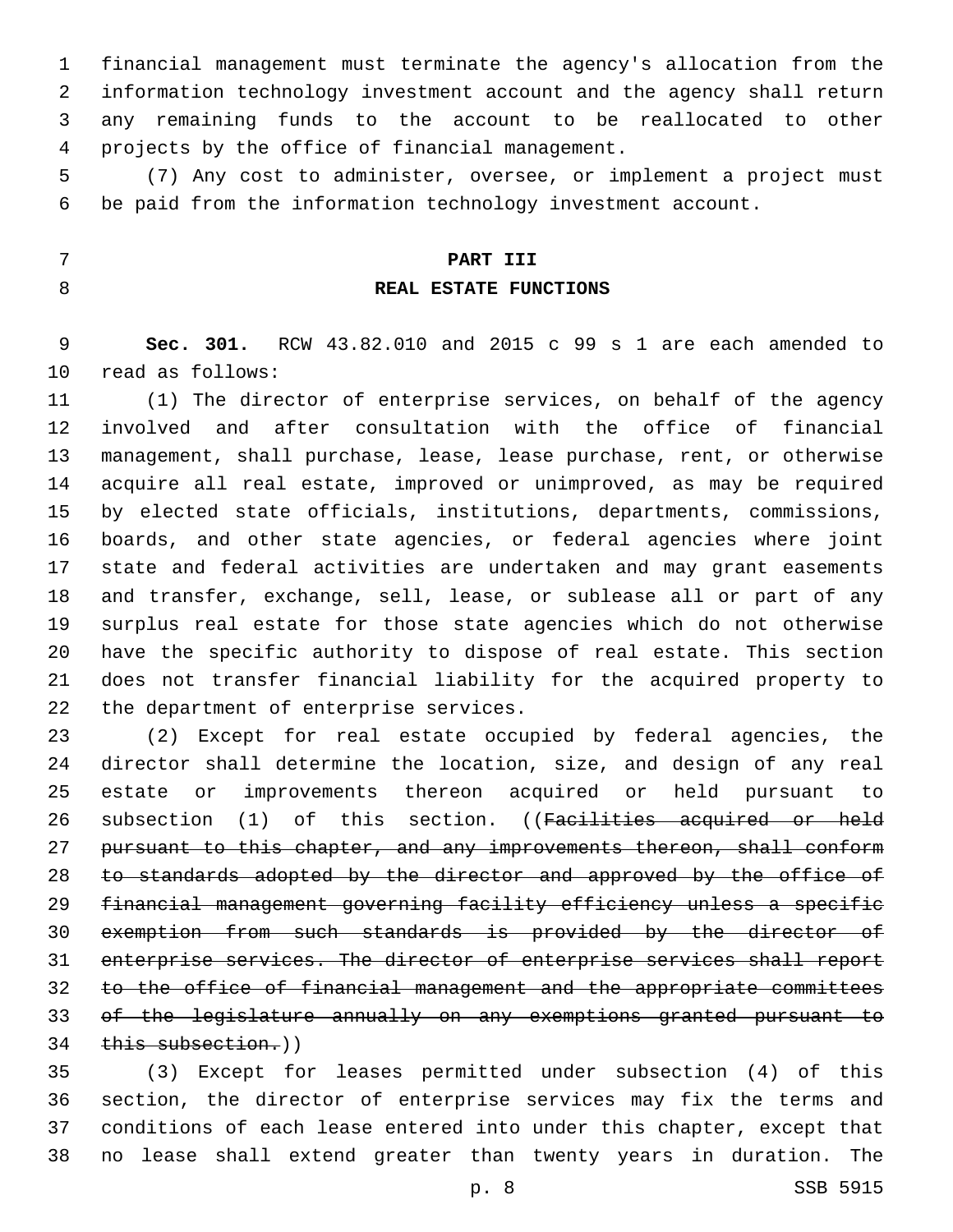financial management must terminate the agency's allocation from the information technology investment account and the agency shall return any remaining funds to the account to be reallocated to other projects by the office of financial management.

(7) Any cost to administer, oversee, or implement a project must be paid from the information technology investment account.

## PART III

## REAL ESTATE FUNCTIONS

**Sec. 301.** RCW 43.82.010 and 2015 c 99 s 1 are each amended to read as follows:

(1) The director of enterprise services, on behalf of the agency involved and after consultation with the office of financial management, shall purchase, lease, lease purchase, rent, or otherwise acquire all real estate, improved or unimproved, as may be required by elected state officials, institutions, departments, commissions, boards, and other state agencies, or federal agencies where joint state and federal activities are undertaken and may grant easements and transfer, exchange, sell, lease, or sublease all or part of any surplus real estate for those state agencies which do not otherwise have the specific authority to dispose of real estate. This section does not transfer financial liability for the acquired property to the department of enterprise services.

(2) Except for real estate occupied by federal agencies, the director shall determine the location, size, and design of any real estate or improvements thereon acquired or held pursuant to subsection (1) of this section. ((~~Facilities acquired or held pursuant to this chapter, and any improvements thereon, shall conform to standards adopted by the director and approved by the office of financial management governing facility efficiency unless a specific exemption from such standards is provided by the director of enterprise services. The director of enterprise services shall report to the office of financial management and the appropriate committees of the legislature annually on any exemptions granted pursuant to this subsection.~~))

(3) Except for leases permitted under subsection (4) of this section, the director of enterprise services may fix the terms and conditions of each lease entered into under this chapter, except that no lease shall extend greater than twenty years in duration. The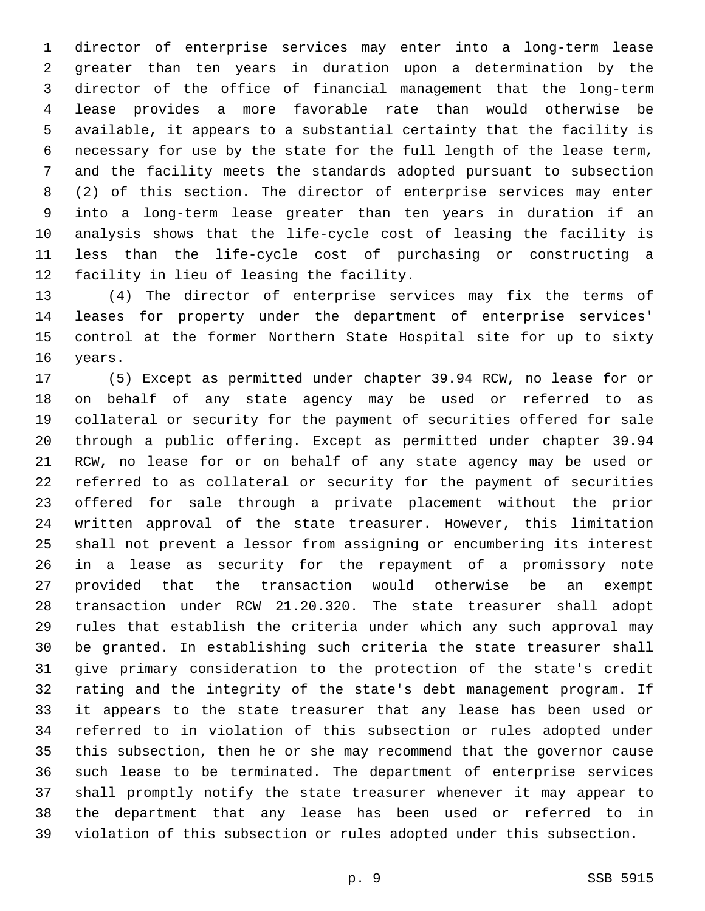director of enterprise services may enter into a long-term lease greater than ten years in duration upon a determination by the director of the office of financial management that the long-term lease provides a more favorable rate than would otherwise be available, it appears to a substantial certainty that the facility is necessary for use by the state for the full length of the lease term, and the facility meets the standards adopted pursuant to subsection (2) of this section. The director of enterprise services may enter into a long-term lease greater than ten years in duration if an analysis shows that the life-cycle cost of leasing the facility is less than the life-cycle cost of purchasing or constructing a facility in lieu of leasing the facility.

(4) The director of enterprise services may fix the terms of leases for property under the department of enterprise services' control at the former Northern State Hospital site for up to sixty years.

(5) Except as permitted under chapter 39.94 RCW, no lease for or on behalf of any state agency may be used or referred to as collateral or security for the payment of securities offered for sale through a public offering. Except as permitted under chapter 39.94 RCW, no lease for or on behalf of any state agency may be used or referred to as collateral or security for the payment of securities offered for sale through a private placement without the prior written approval of the state treasurer. However, this limitation shall not prevent a lessor from assigning or encumbering its interest in a lease as security for the repayment of a promissory note provided that the transaction would otherwise be an exempt transaction under RCW 21.20.320. The state treasurer shall adopt rules that establish the criteria under which any such approval may be granted. In establishing such criteria the state treasurer shall give primary consideration to the protection of the state's credit rating and the integrity of the state's debt management program. If it appears to the state treasurer that any lease has been used or referred to in violation of this subsection or rules adopted under this subsection, then he or she may recommend that the governor cause such lease to be terminated. The department of enterprise services shall promptly notify the state treasurer whenever it may appear to the department that any lease has been used or referred to in violation of this subsection or rules adopted under this subsection.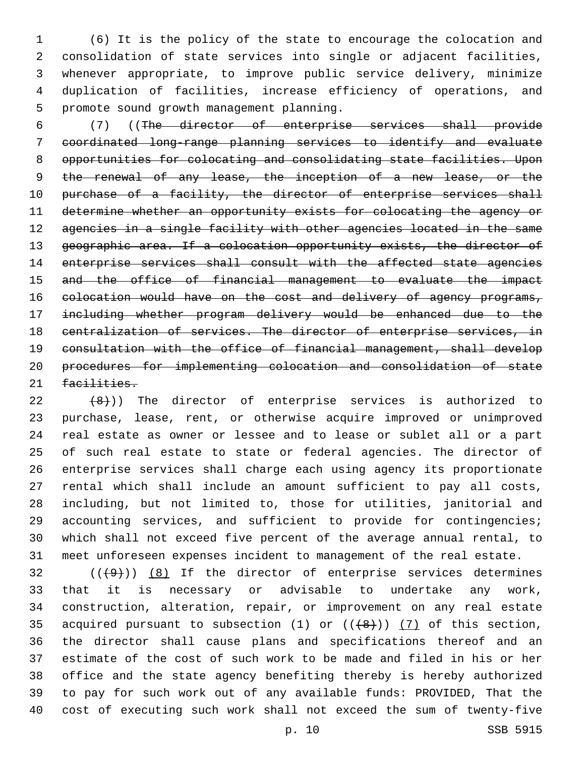(6) It is the policy of the state to encourage the colocation and consolidation of state services into single or adjacent facilities, whenever appropriate, to improve public service delivery, minimize duplication of facilities, increase efficiency of operations, and promote sound growth management planning.

(7) ((~~The director of enterprise services shall provide coordinated long-range planning services to identify and evaluate opportunities for colocating and consolidating state facilities. Upon the renewal of any lease, the inception of a new lease, or the purchase of a facility, the director of enterprise services shall determine whether an opportunity exists for colocating the agency or agencies in a single facility with other agencies located in the same geographic area. If a colocation opportunity exists, the director of enterprise services shall consult with the affected state agencies and the office of financial management to evaluate the impact colocation would have on the cost and delivery of agency programs, including whether program delivery would be enhanced due to the centralization of services. The director of enterprise services, in consultation with the office of financial management, shall develop procedures for implementing colocation and consolidation of state facilities.~~

~~(8)~~)) The director of enterprise services is authorized to purchase, lease, rent, or otherwise acquire improved or unimproved real estate as owner or lessee and to lease or sublet all or a part of such real estate to state or federal agencies. The director of enterprise services shall charge each using agency its proportionate rental which shall include an amount sufficient to pay all costs, including, but not limited to, those for utilities, janitorial and accounting services, and sufficient to provide for contingencies; which shall not exceed five percent of the average annual rental, to meet unforeseen expenses incident to management of the real estate.

((~~(9)~~)) <u>(8)</u> If the director of enterprise services determines that it is necessary or advisable to undertake any work, construction, alteration, repair, or improvement on any real estate acquired pursuant to subsection (1) or ((~~(8)~~)) <u>(7)</u> of this section, the director shall cause plans and specifications thereof and an estimate of the cost of such work to be made and filed in his or her office and the state agency benefiting thereby is hereby authorized to pay for such work out of any available funds: PROVIDED, That the cost of executing such work shall not exceed the sum of twenty-five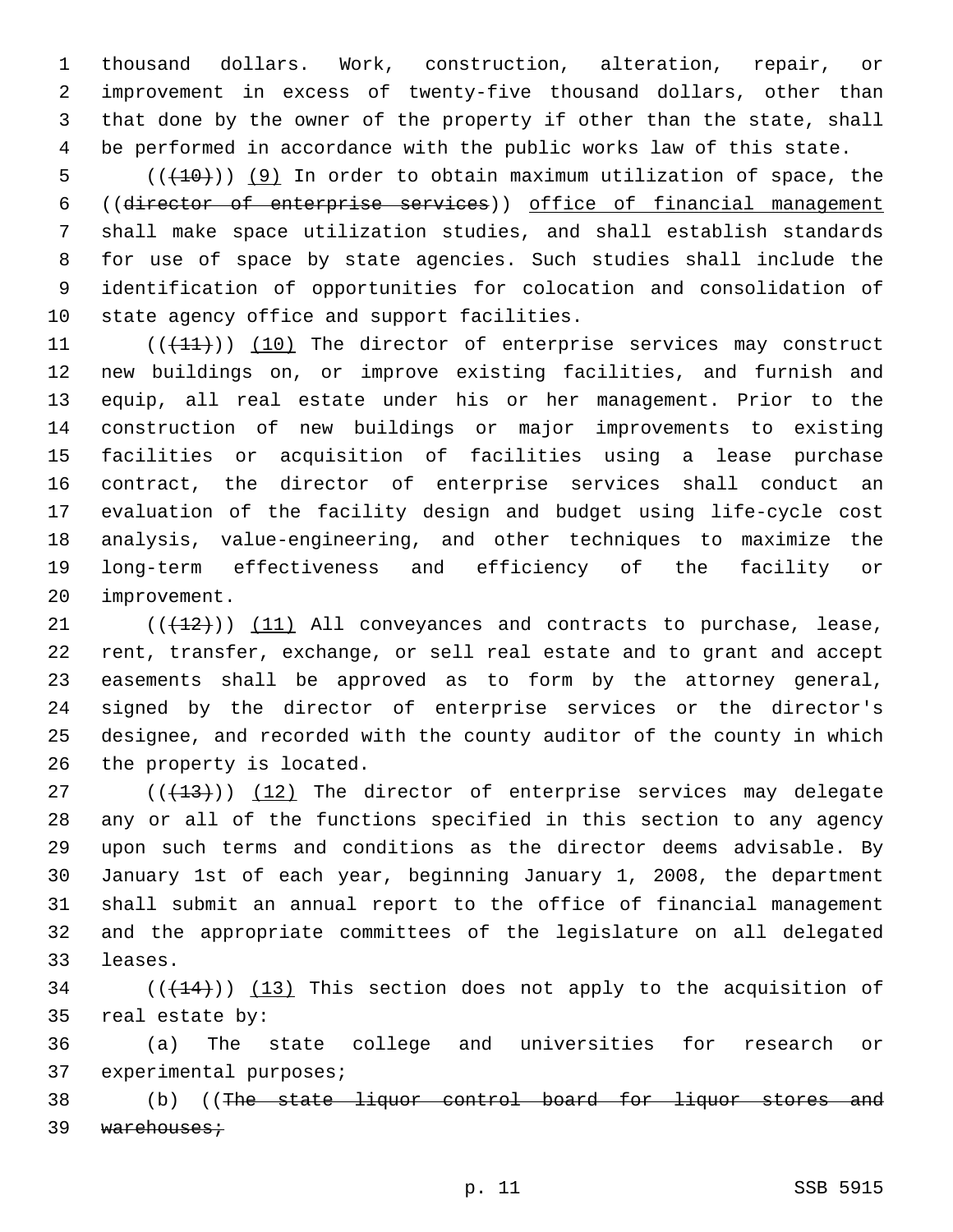thousand dollars. Work, construction, alteration, repair, or improvement in excess of twenty-five thousand dollars, other than that done by the owner of the property if other than the state, shall be performed in accordance with the public works law of this state.

((~~(10)~~)) (9) In order to obtain maximum utilization of space, the ((~~director of enterprise services~~)) office of financial management shall make space utilization studies, and shall establish standards for use of space by state agencies. Such studies shall include the identification of opportunities for colocation and consolidation of state agency office and support facilities.

((~~(11)~~)) (10) The director of enterprise services may construct new buildings on, or improve existing facilities, and furnish and equip, all real estate under his or her management. Prior to the construction of new buildings or major improvements to existing facilities or acquisition of facilities using a lease purchase contract, the director of enterprise services shall conduct an evaluation of the facility design and budget using life-cycle cost analysis, value-engineering, and other techniques to maximize the long-term effectiveness and efficiency of the facility or improvement.

((~~(12)~~)) (11) All conveyances and contracts to purchase, lease, rent, transfer, exchange, or sell real estate and to grant and accept easements shall be approved as to form by the attorney general, signed by the director of enterprise services or the director's designee, and recorded with the county auditor of the county in which the property is located.

((~~(13)~~)) (12) The director of enterprise services may delegate any or all of the functions specified in this section to any agency upon such terms and conditions as the director deems advisable. By January 1st of each year, beginning January 1, 2008, the department shall submit an annual report to the office of financial management and the appropriate committees of the legislature on all delegated leases.

((~~(14)~~)) (13) This section does not apply to the acquisition of real estate by:

(a) The state college and universities for research or experimental purposes;

(b) ((~~The state liquor control board for liquor stores and warehouses;~~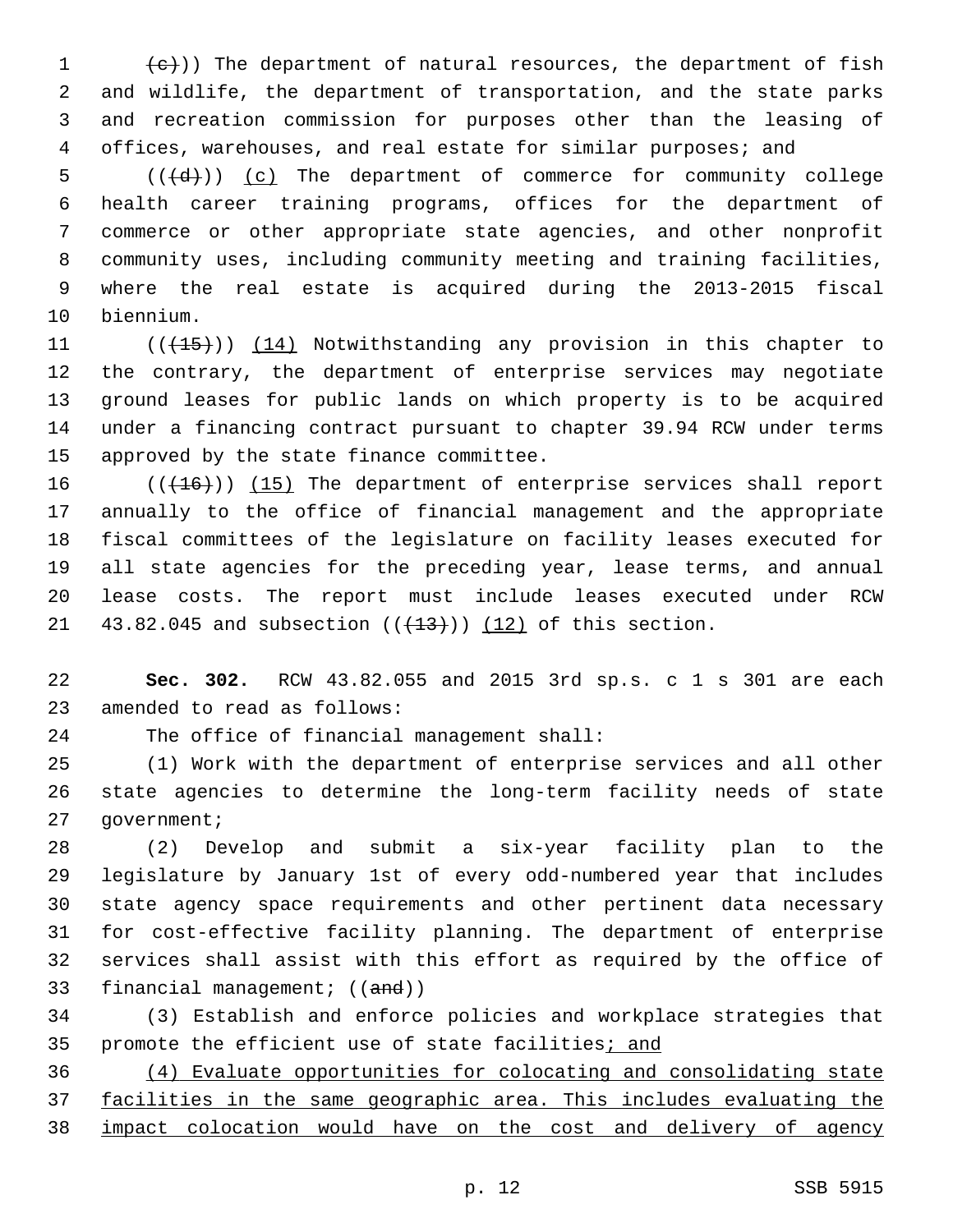((~~(e)~~)) The department of natural resources, the department of fish and wildlife, the department of transportation, and the state parks and recreation commission for purposes other than the leasing of offices, warehouses, and real estate for similar purposes; and

((~~(d)~~)) (c) The department of commerce for community college health career training programs, offices for the department of commerce or other appropriate state agencies, and other nonprofit community uses, including community meeting and training facilities, where the real estate is acquired during the 2013-2015 fiscal biennium.

((~~(15)~~)) (14) Notwithstanding any provision in this chapter to the contrary, the department of enterprise services may negotiate ground leases for public lands on which property is to be acquired under a financing contract pursuant to chapter 39.94 RCW under terms approved by the state finance committee.

((~~(16)~~)) (15) The department of enterprise services shall report annually to the office of financial management and the appropriate fiscal committees of the legislature on facility leases executed for all state agencies for the preceding year, lease terms, and annual lease costs. The report must include leases executed under RCW 43.82.045 and subsection ((~~(13)~~)) (12) of this section.

**Sec. 302.** RCW 43.82.055 and 2015 3rd sp.s. c 1 s 301 are each amended to read as follows:

The office of financial management shall:

(1) Work with the department of enterprise services and all other state agencies to determine the long-term facility needs of state government;

(2) Develop and submit a six-year facility plan to the legislature by January 1st of every odd-numbered year that includes state agency space requirements and other pertinent data necessary for cost-effective facility planning. The department of enterprise services shall assist with this effort as required by the office of financial management; ((~~and~~))

(3) Establish and enforce policies and workplace strategies that promote the efficient use of state facilities<u>; and</u>

<u>(4) Evaluate opportunities for colocating and consolidating state facilities in the same geographic area. This includes evaluating the impact colocation would have on the cost and delivery of agency</u>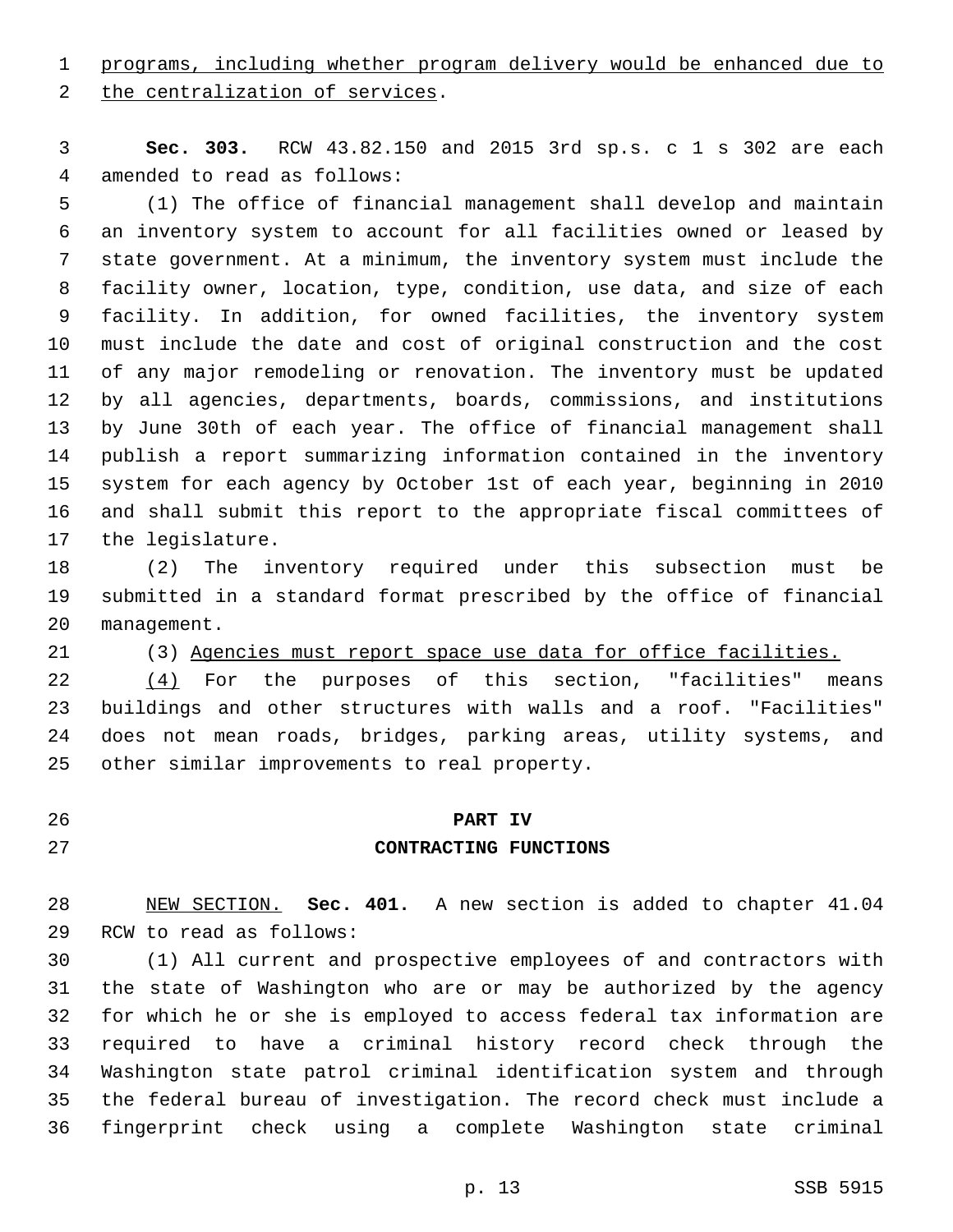programs, including whether program delivery would be enhanced due to the centralization of services.

**Sec. 303.** RCW 43.82.150 and 2015 3rd sp.s. c 1 s 302 are each amended to read as follows:

(1) The office of financial management shall develop and maintain an inventory system to account for all facilities owned or leased by state government. At a minimum, the inventory system must include the facility owner, location, type, condition, use data, and size of each facility. In addition, for owned facilities, the inventory system must include the date and cost of original construction and the cost of any major remodeling or renovation. The inventory must be updated by all agencies, departments, boards, commissions, and institutions by June 30th of each year. The office of financial management shall publish a report summarizing information contained in the inventory system for each agency by October 1st of each year, beginning in 2010 and shall submit this report to the appropriate fiscal committees of the legislature.

(2) The inventory required under this subsection must be submitted in a standard format prescribed by the office of financial management.

(3) Agencies must report space use data for office facilities.

(4) For the purposes of this section, "facilities" means buildings and other structures with walls and a roof. "Facilities" does not mean roads, bridges, parking areas, utility systems, and other similar improvements to real property.

## PART IV
## CONTRACTING FUNCTIONS

NEW SECTION. **Sec. 401.** A new section is added to chapter 41.04 RCW to read as follows:

(1) All current and prospective employees of and contractors with the state of Washington who are or may be authorized by the agency for which he or she is employed to access federal tax information are required to have a criminal history record check through the Washington state patrol criminal identification system and through the federal bureau of investigation. The record check must include a fingerprint check using a complete Washington state criminal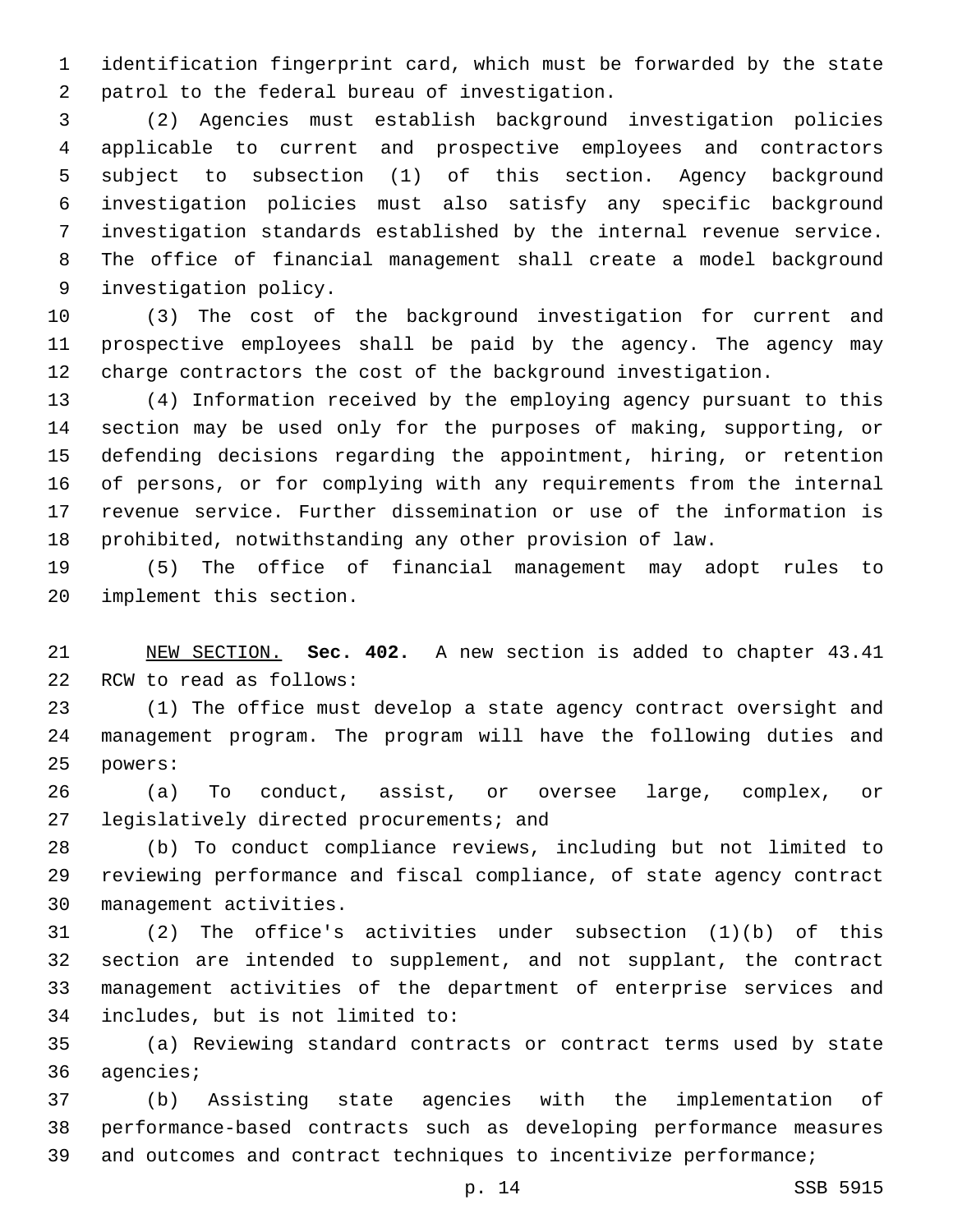identification fingerprint card, which must be forwarded by the state patrol to the federal bureau of investigation.

(2) Agencies must establish background investigation policies applicable to current and prospective employees and contractors subject to subsection (1) of this section. Agency background investigation policies must also satisfy any specific background investigation standards established by the internal revenue service. The office of financial management shall create a model background investigation policy.

(3) The cost of the background investigation for current and prospective employees shall be paid by the agency. The agency may charge contractors the cost of the background investigation.

(4) Information received by the employing agency pursuant to this section may be used only for the purposes of making, supporting, or defending decisions regarding the appointment, hiring, or retention of persons, or for complying with any requirements from the internal revenue service. Further dissemination or use of the information is prohibited, notwithstanding any other provision of law.

(5) The office of financial management may adopt rules to implement this section.

NEW SECTION. **Sec. 402.** A new section is added to chapter 43.41 RCW to read as follows:

(1) The office must develop a state agency contract oversight and management program. The program will have the following duties and powers:

(a) To conduct, assist, or oversee large, complex, or legislatively directed procurements; and

(b) To conduct compliance reviews, including but not limited to reviewing performance and fiscal compliance, of state agency contract management activities.

(2) The office's activities under subsection (1)(b) of this section are intended to supplement, and not supplant, the contract management activities of the department of enterprise services and includes, but is not limited to:

(a) Reviewing standard contracts or contract terms used by state agencies;

(b) Assisting state agencies with the implementation of performance-based contracts such as developing performance measures and outcomes and contract techniques to incentivize performance;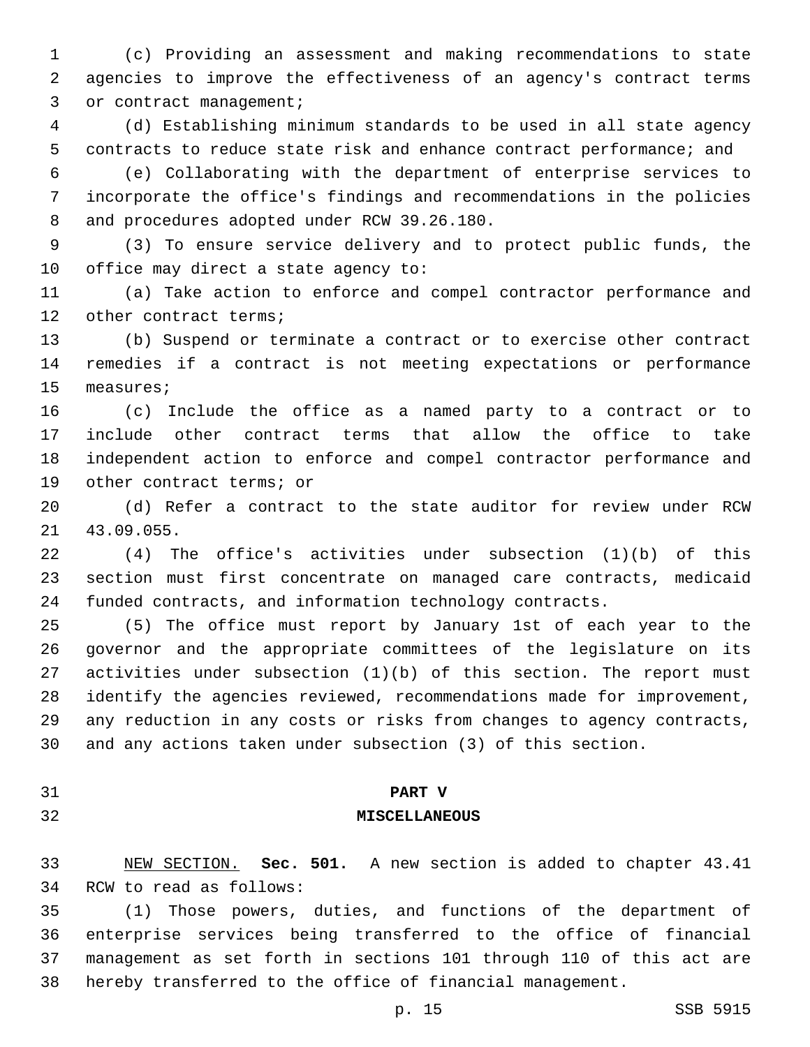(c) Providing an assessment and making recommendations to state agencies to improve the effectiveness of an agency's contract terms or contract management;

(d) Establishing minimum standards to be used in all state agency contracts to reduce state risk and enhance contract performance; and

(e) Collaborating with the department of enterprise services to incorporate the office's findings and recommendations in the policies and procedures adopted under RCW 39.26.180.

(3) To ensure service delivery and to protect public funds, the office may direct a state agency to:

(a) Take action to enforce and compel contractor performance and other contract terms;

(b) Suspend or terminate a contract or to exercise other contract remedies if a contract is not meeting expectations or performance measures;

(c) Include the office as a named party to a contract or to include other contract terms that allow the office to take independent action to enforce and compel contractor performance and other contract terms; or

(d) Refer a contract to the state auditor for review under RCW 43.09.055.

(4) The office's activities under subsection (1)(b) of this section must first concentrate on managed care contracts, medicaid funded contracts, and information technology contracts.

(5) The office must report by January 1st of each year to the governor and the appropriate committees of the legislature on its activities under subsection (1)(b) of this section. The report must identify the agencies reviewed, recommendations made for improvement, any reduction in any costs or risks from changes to agency contracts, and any actions taken under subsection (3) of this section.

## PART V
## MISCELLANEOUS

NEW SECTION. **Sec. 501.** A new section is added to chapter 43.41 RCW to read as follows:

(1) Those powers, duties, and functions of the department of enterprise services being transferred to the office of financial management as set forth in sections 101 through 110 of this act are hereby transferred to the office of financial management.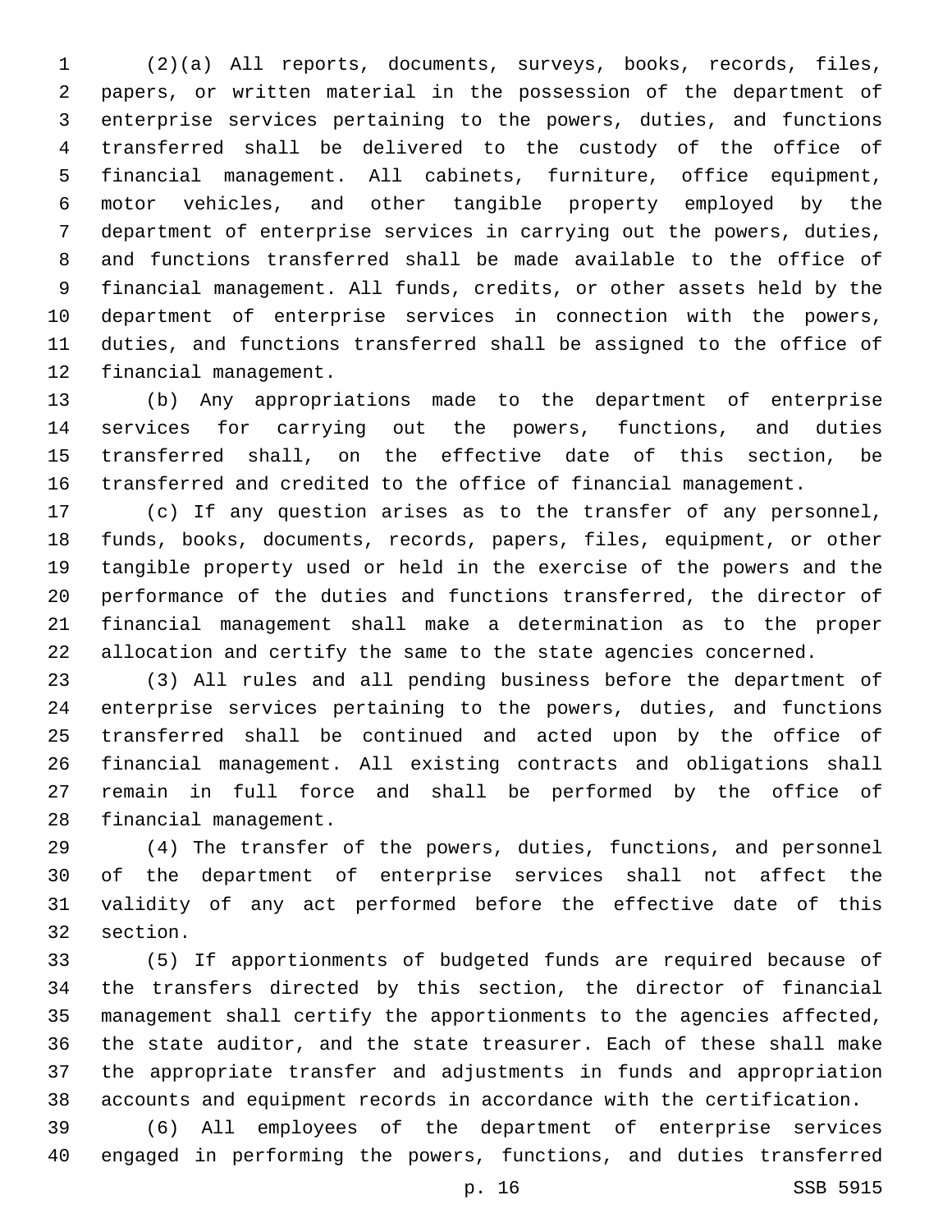(2)(a) All reports, documents, surveys, books, records, files, papers, or written material in the possession of the department of enterprise services pertaining to the powers, duties, and functions transferred shall be delivered to the custody of the office of financial management. All cabinets, furniture, office equipment, motor vehicles, and other tangible property employed by the department of enterprise services in carrying out the powers, duties, and functions transferred shall be made available to the office of financial management. All funds, credits, or other assets held by the department of enterprise services in connection with the powers, duties, and functions transferred shall be assigned to the office of financial management.

(b) Any appropriations made to the department of enterprise services for carrying out the powers, functions, and duties transferred shall, on the effective date of this section, be transferred and credited to the office of financial management.

(c) If any question arises as to the transfer of any personnel, funds, books, documents, records, papers, files, equipment, or other tangible property used or held in the exercise of the powers and the performance of the duties and functions transferred, the director of financial management shall make a determination as to the proper allocation and certify the same to the state agencies concerned.

(3) All rules and all pending business before the department of enterprise services pertaining to the powers, duties, and functions transferred shall be continued and acted upon by the office of financial management. All existing contracts and obligations shall remain in full force and shall be performed by the office of financial management.

(4) The transfer of the powers, duties, functions, and personnel of the department of enterprise services shall not affect the validity of any act performed before the effective date of this section.

(5) If apportionments of budgeted funds are required because of the transfers directed by this section, the director of financial management shall certify the apportionments to the agencies affected, the state auditor, and the state treasurer. Each of these shall make the appropriate transfer and adjustments in funds and appropriation accounts and equipment records in accordance with the certification.

(6) All employees of the department of enterprise services engaged in performing the powers, functions, and duties transferred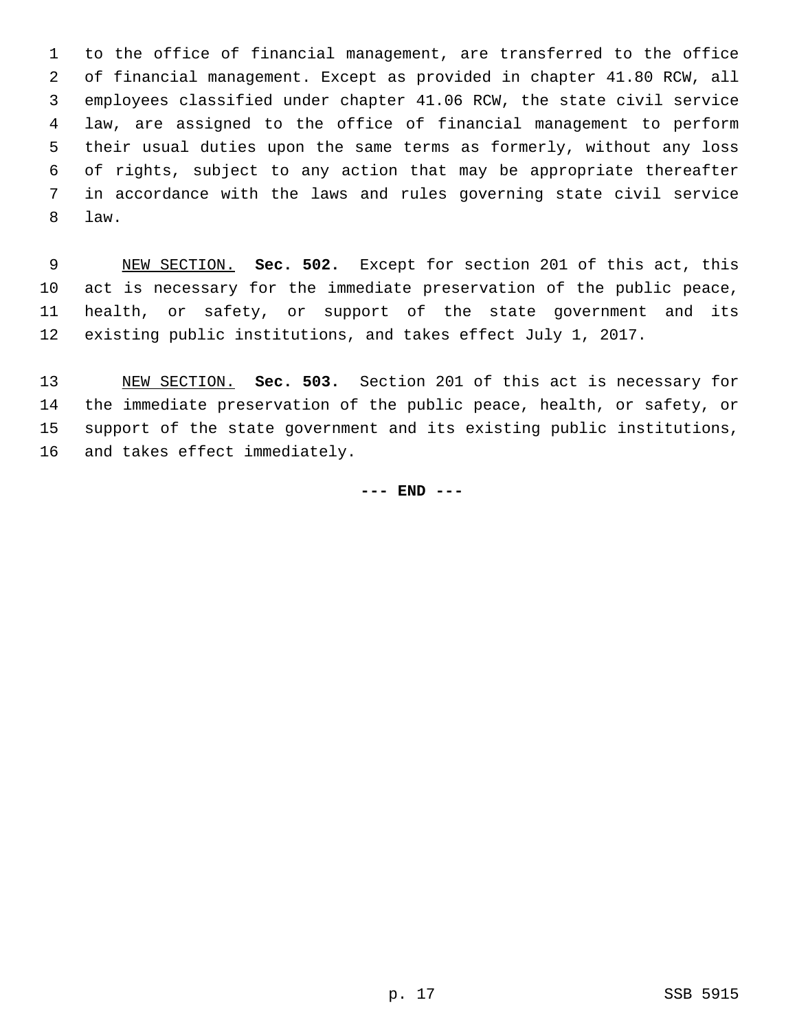to the office of financial management, are transferred to the office of financial management. Except as provided in chapter 41.80 RCW, all employees classified under chapter 41.06 RCW, the state civil service law, are assigned to the office of financial management to perform their usual duties upon the same terms as formerly, without any loss of rights, subject to any action that may be appropriate thereafter in accordance with the laws and rules governing state civil service law.

NEW SECTION. **Sec. 502.** Except for section 201 of this act, this act is necessary for the immediate preservation of the public peace, health, or safety, or support of the state government and its existing public institutions, and takes effect July 1, 2017.

NEW SECTION. **Sec. 503.** Section 201 of this act is necessary for the immediate preservation of the public peace, health, or safety, or support of the state government and its existing public institutions, and takes effect immediately.

**--- END ---**